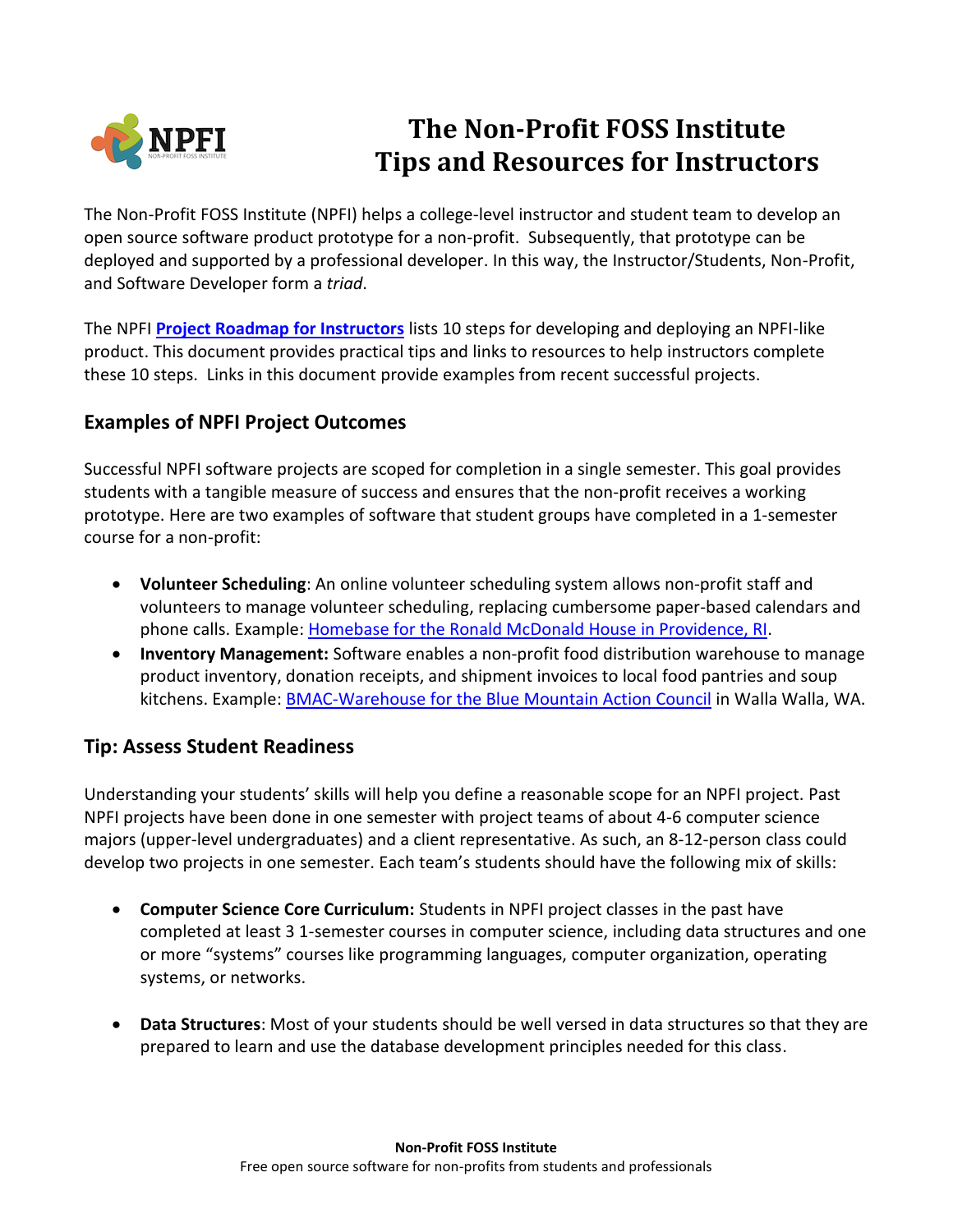# The Non-Profit FOSS Institute
# Tips and Resources for Instructors

The Non-Profit FOSS Institute (NPFI) helps a college-level instructor and student team to develop an open source software product prototype for a non-profit. Subsequently, that prototype can be deployed and supported by a professional developer. In this way, the Instructor/Students, Non-Profit, and Software Developer form a *triad*.

The NPFI **Project Roadmap for Instructors** lists 10 steps for developing and deploying an NPFI-like product. This document provides practical tips and links to resources to help instructors complete these 10 steps. Links in this document provide examples from recent successful projects.

## Examples of NPFI Project Outcomes

Successful NPFI software projects are scoped for completion in a single semester. This goal provides students with a tangible measure of success and ensures that the non-profit receives a working prototype. Here are two examples of software that student groups have completed in a 1-semester course for a non-profit:

- **Volunteer Scheduling**: An online volunteer scheduling system allows non-profit staff and volunteers to manage volunteer scheduling, replacing cumbersome paper-based calendars and phone calls. Example: Homebase for the Ronald McDonald House in Providence, RI.
- **Inventory Management:** Software enables a non-profit food distribution warehouse to manage product inventory, donation receipts, and shipment invoices to local food pantries and soup kitchens. Example: BMAC-Warehouse for the Blue Mountain Action Council in Walla Walla, WA.

## Tip: Assess Student Readiness

Understanding your students' skills will help you define a reasonable scope for an NPFI project. Past NPFI projects have been done in one semester with project teams of about 4-6 computer science majors (upper-level undergraduates) and a client representative. As such, an 8-12-person class could develop two projects in one semester. Each team's students should have the following mix of skills:

- **Computer Science Core Curriculum:** Students in NPFI project classes in the past have completed at least 3 1-semester courses in computer science, including data structures and one or more "systems" courses like programming languages, computer organization, operating systems, or networks.
- **Data Structures**: Most of your students should be well versed in data structures so that they are prepared to learn and use the database development principles needed for this class.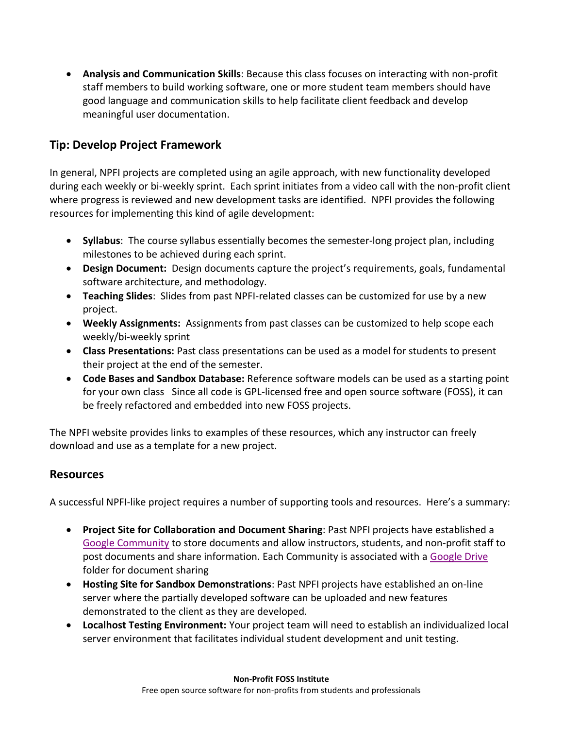- **Analysis and Communication Skills**: Because this class focuses on interacting with non-profit staff members to build working software, one or more student team members should have good language and communication skills to help facilitate client feedback and develop meaningful user documentation.

## Tip: Develop Project Framework

In general, NPFI projects are completed using an agile approach, with new functionality developed during each weekly or bi-weekly sprint. Each sprint initiates from a video call with the non-profit client where progress is reviewed and new development tasks are identified. NPFI provides the following resources for implementing this kind of agile development:

- **Syllabus**: The course syllabus essentially becomes the semester-long project plan, including milestones to be achieved during each sprint.
- **Design Document:** Design documents capture the project's requirements, goals, fundamental software architecture, and methodology.
- **Teaching Slides**: Slides from past NPFI-related classes can be customized for use by a new project.
- **Weekly Assignments:** Assignments from past classes can be customized to help scope each weekly/bi-weekly sprint
- **Class Presentations:** Past class presentations can be used as a model for students to present their project at the end of the semester.
- **Code Bases and Sandbox Database:** Reference software models can be used as a starting point for your own class Since all code is GPL-licensed free and open source software (FOSS), it can be freely refactored and embedded into new FOSS projects.

The NPFI website provides links to examples of these resources, which any instructor can freely download and use as a template for a new project.

## Resources

A successful NPFI-like project requires a number of supporting tools and resources. Here's a summary:

- **Project Site for Collaboration and Document Sharing**: Past NPFI projects have established a Google Community to store documents and allow instructors, students, and non-profit staff to post documents and share information. Each Community is associated with a Google Drive folder for document sharing
- **Hosting Site for Sandbox Demonstrations**: Past NPFI projects have established an on-line server where the partially developed software can be uploaded and new features demonstrated to the client as they are developed.
- **Localhost Testing Environment:** Your project team will need to establish an individualized local server environment that facilitates individual student development and unit testing.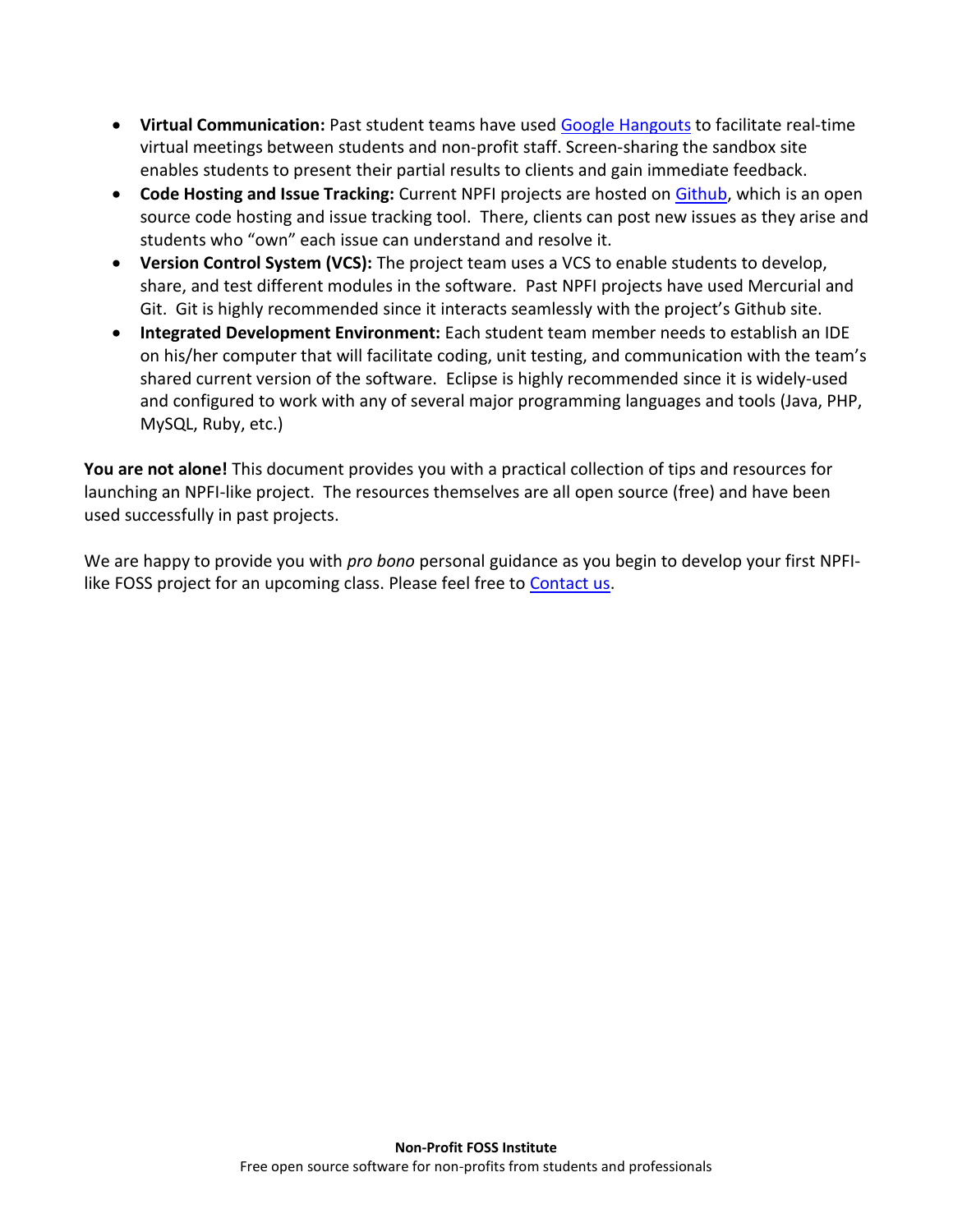- **Virtual Communication:** Past student teams have used Google Hangouts to facilitate real-time virtual meetings between students and non-profit staff. Screen-sharing the sandbox site enables students to present their partial results to clients and gain immediate feedback.
- **Code Hosting and Issue Tracking:** Current NPFI projects are hosted on Github, which is an open source code hosting and issue tracking tool. There, clients can post new issues as they arise and students who "own" each issue can understand and resolve it.
- **Version Control System (VCS):** The project team uses a VCS to enable students to develop, share, and test different modules in the software. Past NPFI projects have used Mercurial and Git. Git is highly recommended since it interacts seamlessly with the project's Github site.
- **Integrated Development Environment:** Each student team member needs to establish an IDE on his/her computer that will facilitate coding, unit testing, and communication with the team's shared current version of the software. Eclipse is highly recommended since it is widely-used and configured to work with any of several major programming languages and tools (Java, PHP, MySQL, Ruby, etc.)

**You are not alone!** This document provides you with a practical collection of tips and resources for launching an NPFI-like project. The resources themselves are all open source (free) and have been used successfully in past projects.

We are happy to provide you with *pro bono* personal guidance as you begin to develop your first NPFI-like FOSS project for an upcoming class. Please feel free to Contact us.